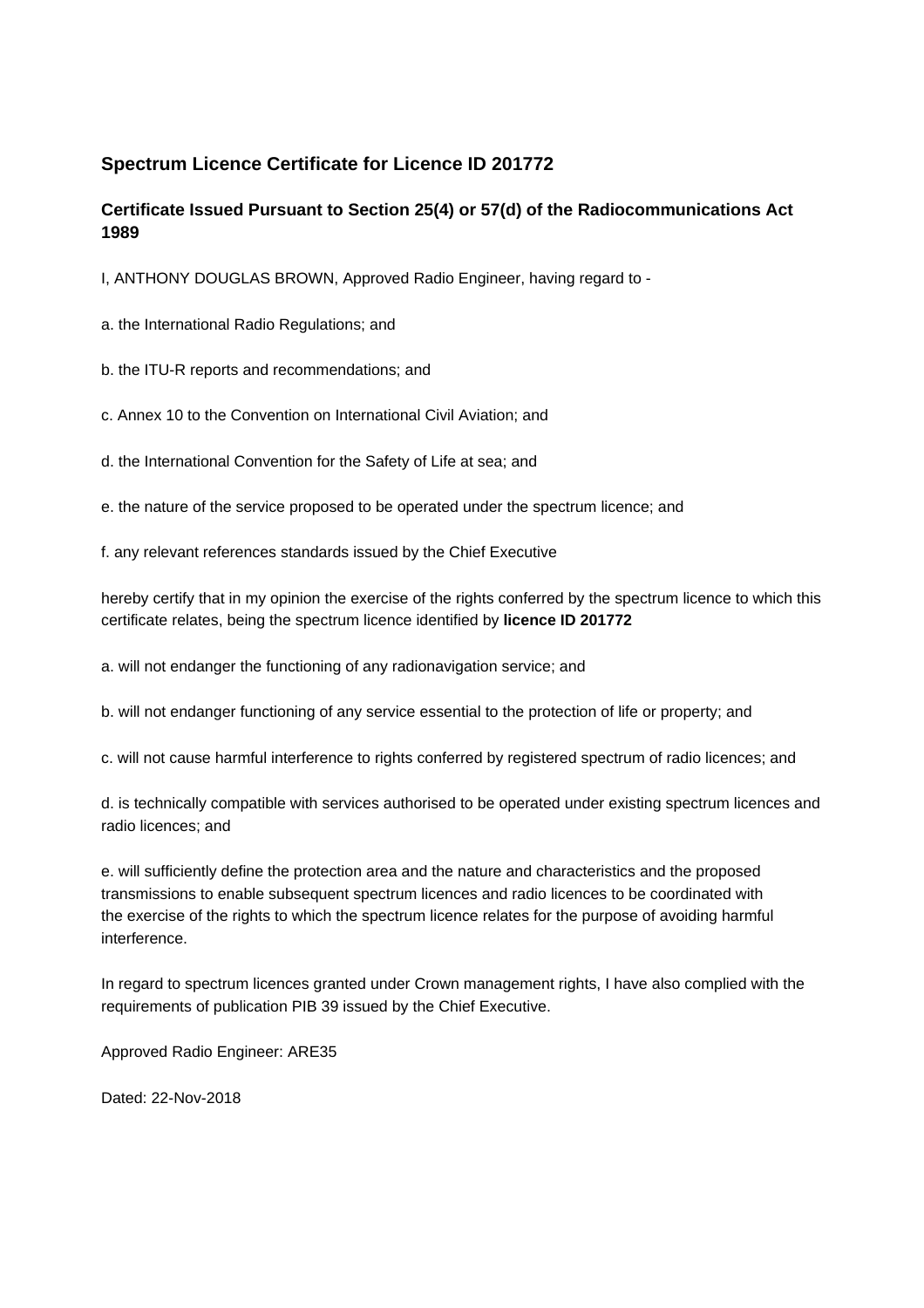## Spectrum Licence Certificate for Licence ID 201772

### Certificate Issued Pursuant to Section 25(4) or 57(d) of the Radiocommunications Act 1989

I, ANTHONY DOUGLAS BROWN, Approved Radio Engineer, having regard to -

a. the International Radio Regulations; and

b. the ITU-R reports and recommendations; and

c. Annex 10 to the Convention on International Civil Aviation; and

d. the International Convention for the Safety of Life at sea; and

e. the nature of the service proposed to be operated under the spectrum licence; and

f. any relevant references standards issued by the Chief Executive

hereby certify that in my opinion the exercise of the rights conferred by the spectrum licence to which this certificate relates, being the spectrum licence identified by **licence ID 201772**

a. will not endanger the functioning of any radionavigation service; and

b. will not endanger functioning of any service essential to the protection of life or property; and

c. will not cause harmful interference to rights conferred by registered spectrum of radio licences; and

d. is technically compatible with services authorised to be operated under existing spectrum licences and radio licences; and

e. will sufficiently define the protection area and the nature and characteristics and the proposed transmissions to enable subsequent spectrum licences and radio licences to be coordinated with the exercise of the rights to which the spectrum licence relates for the purpose of avoiding harmful interference.

In regard to spectrum licences granted under Crown management rights, I have also complied with the requirements of publication PIB 39 issued by the Chief Executive.

Approved Radio Engineer: ARE35

Dated: 22-Nov-2018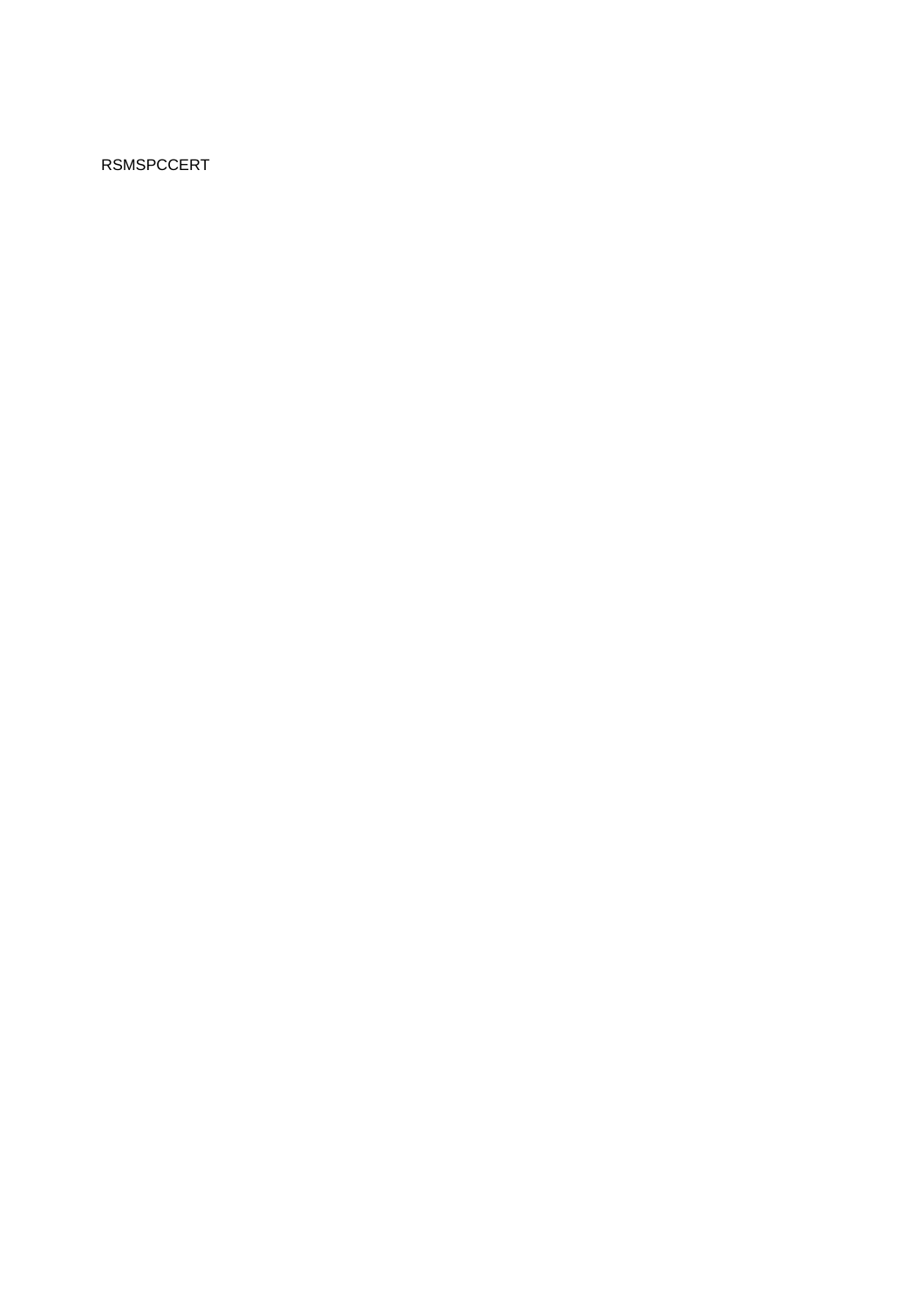RSMSPCCERT